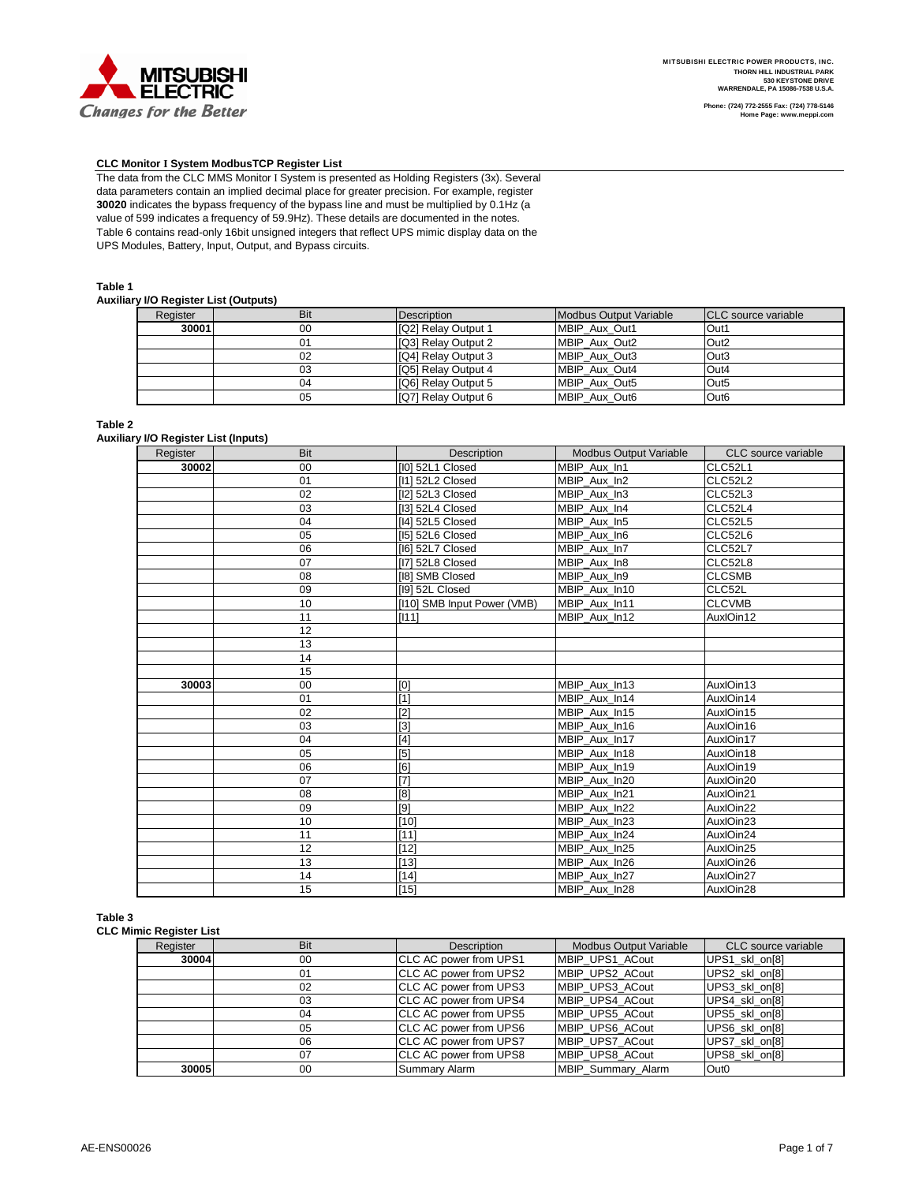MITSUBISHI ELECTRIC POWER PRODUCTS, INC.
THORN HILL INDUSTRIAL PARK
530 KEYSTONE DRIVE
WARRENDALE, PA 15086-7538 U.S.A.

Phone: (724) 772-2555 Fax: (724) 778-5146
Home Page: www.meppi.com

**CLC Monitor I System ModbusTCP Register List**

The data from the CLC MMS Monitor I System is presented as Holding Registers (3x). Several data parameters contain an implied decimal place for greater precision. For example, register **30020** indicates the bypass frequency of the bypass line and must be multiplied by 0.1Hz (a value of 599 indicates a frequency of 59.9Hz). These details are documented in the notes. Table 6 contains read-only 16bit unsigned integers that reflect UPS mimic display data on the UPS Modules, Battery, Input, Output, and Bypass circuits.

**Table 1**
**Auxiliary I/O Register List (Outputs)**

| Register | Bit | Description | Modbus Output Variable | CLC source variable |
|---|---|---|---|---|
| **30001** | 00 | [Q2] Relay Output 1 | MBIP_Aux_Out1 | Out1 |
| | 01 | [Q3] Relay Output 2 | MBIP_Aux_Out2 | Out2 |
| | 02 | [Q4] Relay Output 3 | MBIP_Aux_Out3 | Out3 |
| | 03 | [Q5] Relay Output 4 | MBIP_Aux_Out4 | Out4 |
| | 04 | [Q6] Relay Output 5 | MBIP_Aux_Out5 | Out5 |
| | 05 | [Q7] Relay Output 6 | MBIP_Aux_Out6 | Out6 |

**Table 2**
**Auxiliary I/O Register List (Inputs)**

| Register | Bit | Description | Modbus Output Variable | CLC source variable |
|---|---|---|---|---|
| **30002** | 00 | [I0] 52L1 Closed | MBIP_Aux_In1 | CLC52L1 |
| | 01 | [I1] 52L2 Closed | MBIP_Aux_In2 | CLC52L2 |
| | 02 | [I2] 52L3 Closed | MBIP_Aux_In3 | CLC52L3 |
| | 03 | [I3] 52L4 Closed | MBIP_Aux_In4 | CLC52L4 |
| | 04 | [I4] 52L5 Closed | MBIP_Aux_In5 | CLC52L5 |
| | 05 | [I5] 52L6 Closed | MBIP_Aux_In6 | CLC52L6 |
| | 06 | [I6] 52L7 Closed | MBIP_Aux_In7 | CLC52L7 |
| | 07 | [I7] 52L8 Closed | MBIP_Aux_In8 | CLC52L8 |
| | 08 | [I8] SMB Closed | MBIP_Aux_In9 | CLCSMB |
| | 09 | [I9] 52L Closed | MBIP_Aux_In10 | CLC52L |
| | 10 | [I10] SMB Input Power (VMB) | MBIP_Aux_In11 | CLCVMB |
| | 11 | [I11] | MBIP_Aux_In12 | AuxIOin12 |
| | 12 | | | |
| | 13 | | | |
| | 14 | | | |
| | 15 | | | |
| **30003** | 00 | [0] | MBIP_Aux_In13 | AuxIOin13 |
| | 01 | [1] | MBIP_Aux_In14 | AuxIOin14 |
| | 02 | [2] | MBIP_Aux_In15 | AuxIOin15 |
| | 03 | [3] | MBIP_Aux_In16 | AuxIOin16 |
| | 04 | [4] | MBIP_Aux_In17 | AuxIOin17 |
| | 05 | [5] | MBIP_Aux_In18 | AuxIOin18 |
| | 06 | [6] | MBIP_Aux_In19 | AuxIOin19 |
| | 07 | [7] | MBIP_Aux_In20 | AuxIOin20 |
| | 08 | [8] | MBIP_Aux_In21 | AuxIOin21 |
| | 09 | [9] | MBIP_Aux_In22 | AuxIOin22 |
| | 10 | [10] | MBIP_Aux_In23 | AuxIOin23 |
| | 11 | [11] | MBIP_Aux_In24 | AuxIOin24 |
| | 12 | [12] | MBIP_Aux_In25 | AuxIOin25 |
| | 13 | [13] | MBIP_Aux_In26 | AuxIOin26 |
| | 14 | [14] | MBIP_Aux_In27 | AuxIOin27 |
| | 15 | [15] | MBIP_Aux_In28 | AuxIOin28 |

**Table 3**
**CLC Mimic Register List**

| Register | Bit | Description | Modbus Output Variable | CLC source variable |
|---|---|---|---|---|
| **30004** | 00 | CLC AC power from UPS1 | MBIP_UPS1_ACout | UPS1_skl_on[8] |
| | 01 | CLC AC power from UPS2 | MBIP_UPS2_ACout | UPS2_skl_on[8] |
| | 02 | CLC AC power from UPS3 | MBIP_UPS3_ACout | UPS3_skl_on[8] |
| | 03 | CLC AC power from UPS4 | MBIP_UPS4_ACout | UPS4_skl_on[8] |
| | 04 | CLC AC power from UPS5 | MBIP_UPS5_ACout | UPS5_skl_on[8] |
| | 05 | CLC AC power from UPS6 | MBIP_UPS6_ACout | UPS6_skl_on[8] |
| | 06 | CLC AC power from UPS7 | MBIP_UPS7_ACout | UPS7_skl_on[8] |
| | 07 | CLC AC power from UPS8 | MBIP_UPS8_ACout | UPS8_skl_on[8] |
| **30005** | 00 | Summary Alarm | MBIP_Summary_Alarm | Out0 |

AE-ENS00026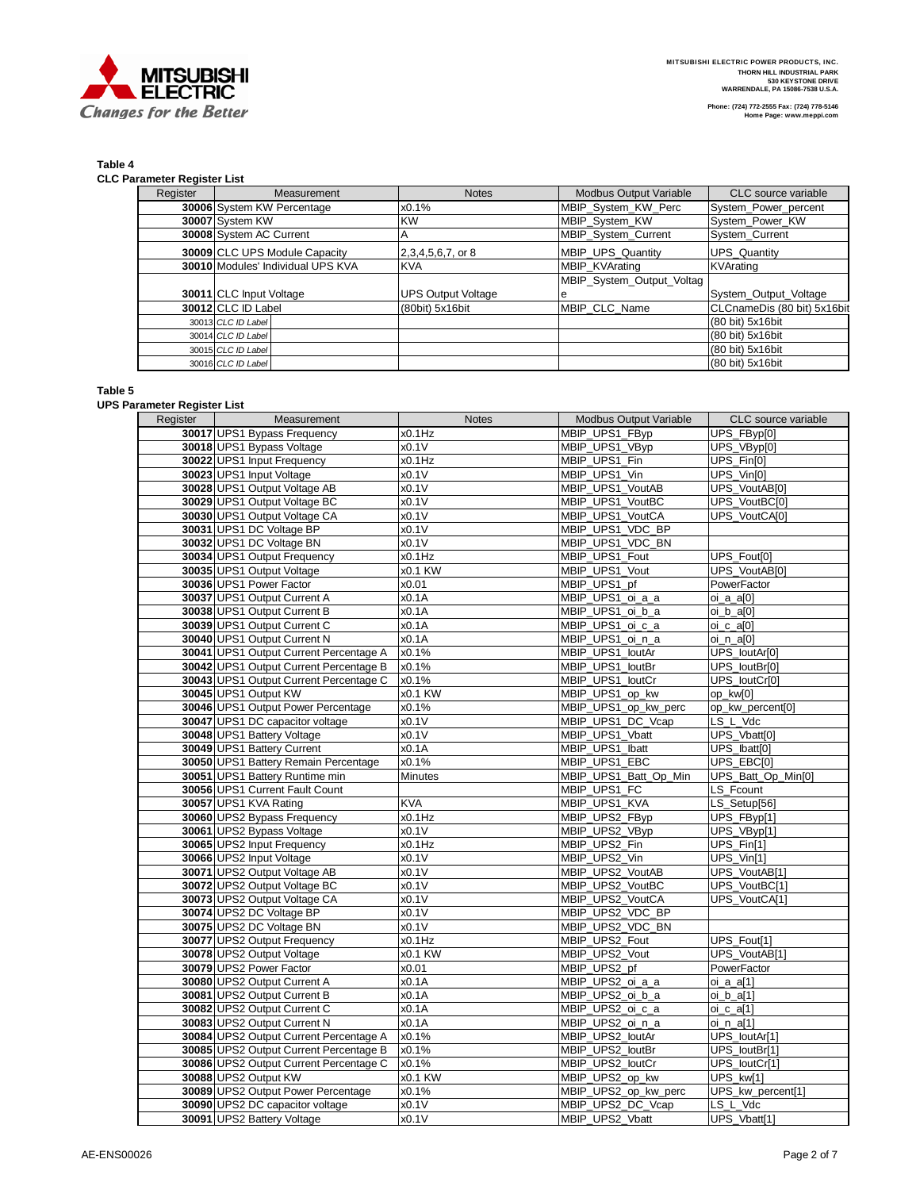**Table 4**

**CLC Parameter Register List**

| Register | Measurement | Notes | Modbus Output Variable | CLC source variable |
|---|---|---|---|---|
| **30006** | System KW Percentage | x0.1% | MBIP_System_KW_Perc | System_Power_percent |
| **30007** | System KW | KW | MBIP_System_KW | System_Power_KW |
| **30008** | System AC Current | A | MBIP_System_Current | System_Current |
| **30009** | CLC UPS Module Capacity | 2,3,4,5,6,7, or 8 | MBIP_UPS_Quantity | UPS_Quantity |
| **30010** | Modules' Individual UPS KVA | KVA | MBIP_KVArating | KVArating |
| **30011** | CLC Input Voltage | UPS Output Voltage | MBIP_System_Output_Voltage | System_Output_Voltage |
| **30012** | CLC ID Label | (80bit) 5x16bit | MBIP_CLC_Name | CLCnameDis (80 bit) 5x16bit |
| 30013 | *CLC ID Label* | | | (80 bit) 5x16bit |
| 30014 | *CLC ID Label* | | | (80 bit) 5x16bit |
| 30015 | *CLC ID Label* | | | (80 bit) 5x16bit |
| 30016 | *CLC ID Label* | | | (80 bit) 5x16bit |

**Table 5**

**UPS Parameter Register List**

| Register | Measurement | Notes | Modbus Output Variable | CLC source variable |
|---|---|---|---|---|
| **30017** | UPS1 Bypass Frequency | x0.1Hz | MBIP_UPS1_FByp | UPS_FByp[0] |
| **30018** | UPS1 Bypass Voltage | x0.1V | MBIP_UPS1_VByp | UPS_VByp[0] |
| **30022** | UPS1 Input Frequency | x0.1Hz | MBIP_UPS1_Fin | UPS_Fin[0] |
| **30023** | UPS1 Input Voltage | x0.1V | MBIP_UPS1_Vin | UPS_Vin[0] |
| **30028** | UPS1 Output Voltage AB | x0.1V | MBIP_UPS1_VoutAB | UPS_VoutAB[0] |
| **30029** | UPS1 Output Voltage BC | x0.1V | MBIP_UPS1_VoutBC | UPS_VoutBC[0] |
| **30030** | UPS1 Output Voltage CA | x0.1V | MBIP_UPS1_VoutCA | UPS_VoutCA[0] |
| **30031** | UPS1 DC Voltage BP | x0.1V | MBIP_UPS1_VDC_BP | |
| **30032** | UPS1 DC Voltage BN | x0.1V | MBIP_UPS1_VDC_BN | |
| **30034** | UPS1 Output Frequency | x0.1Hz | MBIP_UPS1_Fout | UPS_Fout[0] |
| **30035** | UPS1 Output Voltage | x0.1 KW | MBIP_UPS1_Vout | UPS_VoutAB[0] |
| **30036** | UPS1 Power Factor | x0.01 | MBIP_UPS1_pf | PowerFactor |
| **30037** | UPS1 Output Current A | x0.1A | MBIP_UPS1_oi_a_a | oi_a_a[0] |
| **30038** | UPS1 Output Current B | x0.1A | MBIP_UPS1_oi_b_a | oi_b_a[0] |
| **30039** | UPS1 Output Current C | x0.1A | MBIP_UPS1_oi_c_a | oi_c_a[0] |
| **30040** | UPS1 Output Current N | x0.1A | MBIP_UPS1_oi_n_a | oi_n_a[0] |
| **30041** | UPS1 Output Current Percentage A | x0.1% | MBIP_UPS1_IoutAr | UPS_IoutAr[0] |
| **30042** | UPS1 Output Current Percentage B | x0.1% | MBIP_UPS1_IoutBr | UPS_IoutBr[0] |
| **30043** | UPS1 Output Current Percentage C | x0.1% | MBIP_UPS1_IoutCr | UPS_IoutCr[0] |
| **30045** | UPS1 Output KW | x0.1 KW | MBIP_UPS1_op_kw | op_kw[0] |
| **30046** | UPS1 Output Power Percentage | x0.1% | MBIP_UPS1_op_kw_perc | op_kw_percent[0] |
| **30047** | UPS1 DC capacitor voltage | x0.1V | MBIP_UPS1_DC_Vcap | LS_L_Vdc |
| **30048** | UPS1 Battery Voltage | x0.1V | MBIP_UPS1_Vbatt | UPS_Vbatt[0] |
| **30049** | UPS1 Battery Current | x0.1A | MBIP_UPS1_Ibatt | UPS_Ibatt[0] |
| **30050** | UPS1 Battery Remain Percentage | x0.1% | MBIP_UPS1_EBC | UPS_EBC[0] |
| **30051** | UPS1 Battery Runtime min | Minutes | MBIP_UPS1_Batt_Op_Min | UPS_Batt_Op_Min[0] |
| **30056** | UPS1 Current Fault Count | | MBIP_UPS1_FC | LS_Fcount |
| **30057** | UPS1 KVA Rating | KVA | MBIP_UPS1_KVA | LS_Setup[56] |
| **30060** | UPS2 Bypass Frequency | x0.1Hz | MBIP_UPS2_FByp | UPS_FByp[1] |
| **30061** | UPS2 Bypass Voltage | x0.1V | MBIP_UPS2_VByp | UPS_VByp[1] |
| **30065** | UPS2 Input Frequency | x0.1Hz | MBIP_UPS2_Fin | UPS_Fin[1] |
| **30066** | UPS2 Input Voltage | x0.1V | MBIP_UPS2_Vin | UPS_Vin[1] |
| **30071** | UPS2 Output Voltage AB | x0.1V | MBIP_UPS2_VoutAB | UPS_VoutAB[1] |
| **30072** | UPS2 Output Voltage BC | x0.1V | MBIP_UPS2_VoutBC | UPS_VoutBC[1] |
| **30073** | UPS2 Output Voltage CA | x0.1V | MBIP_UPS2_VoutCA | UPS_VoutCA[1] |
| **30074** | UPS2 DC Voltage BP | x0.1V | MBIP_UPS2_VDC_BP | |
| **30075** | UPS2 DC Voltage BN | x0.1V | MBIP_UPS2_VDC_BN | |
| **30077** | UPS2 Output Frequency | x0.1Hz | MBIP_UPS2_Fout | UPS_Fout[1] |
| **30078** | UPS2 Output Voltage | x0.1 KW | MBIP_UPS2_Vout | UPS_VoutAB[1] |
| **30079** | UPS2 Power Factor | x0.01 | MBIP_UPS2_pf | PowerFactor |
| **30080** | UPS2 Output Current A | x0.1A | MBIP_UPS2_oi_a_a | oi_a_a[1] |
| **30081** | UPS2 Output Current B | x0.1A | MBIP_UPS2_oi_b_a | oi_b_a[1] |
| **30082** | UPS2 Output Current C | x0.1A | MBIP_UPS2_oi_c_a | oi_c_a[1] |
| **30083** | UPS2 Output Current N | x0.1A | MBIP_UPS2_oi_n_a | oi_n_a[1] |
| **30084** | UPS2 Output Current Percentage A | x0.1% | MBIP_UPS2_IoutAr | UPS_IoutAr[1] |
| **30085** | UPS2 Output Current Percentage B | x0.1% | MBIP_UPS2_IoutBr | UPS_IoutBr[1] |
| **30086** | UPS2 Output Current Percentage C | x0.1% | MBIP_UPS2_IoutCr | UPS_IoutCr[1] |
| **30088** | UPS2 Output KW | x0.1 KW | MBIP_UPS2_op_kw | UPS_kw[1] |
| **30089** | UPS2 Output Power Percentage | x0.1% | MBIP_UPS2_op_kw_perc | UPS_kw_percent[1] |
| **30090** | UPS2 DC capacitor voltage | x0.1V | MBIP_UPS2_DC_Vcap | LS_L_Vdc |
| **30091** | UPS2 Battery Voltage | x0.1V | MBIP_UPS2_Vbatt | UPS_Vbatt[1] |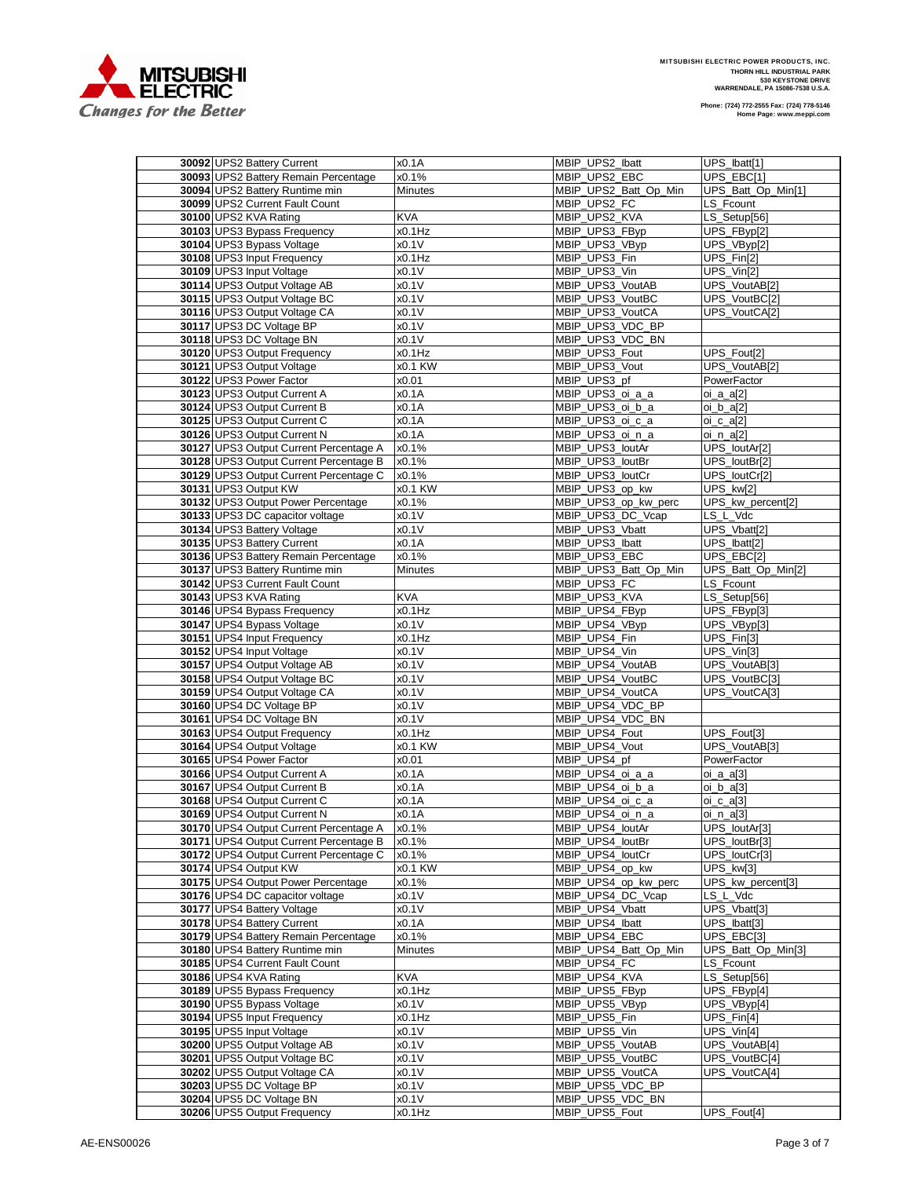| | | | | |
|---|---|---|---|---|
| 30092 | UPS2 Battery Current | x0.1A | MBIP_UPS2_Ibatt | UPS_Ibatt[1] |
| 30093 | UPS2 Battery Remain Percentage | x0.1% | MBIP_UPS2_EBC | UPS_EBC[1] |
| 30094 | UPS2 Battery Runtime min | Minutes | MBIP_UPS2_Batt_Op_Min | UPS_Batt_Op_Min[1] |
| 30099 | UPS2 Current Fault Count | | MBIP_UPS2_FC | LS_Fcount |
| 30100 | UPS2 KVA Rating | KVA | MBIP_UPS2_KVA | LS_Setup[56] |
| 30103 | UPS3 Bypass Frequency | x0.1Hz | MBIP_UPS3_FByp | UPS_FByp[2] |
| 30104 | UPS3 Bypass Voltage | x0.1V | MBIP_UPS3_VByp | UPS_VByp[2] |
| 30108 | UPS3 Input Frequency | x0.1Hz | MBIP_UPS3_Fin | UPS_Fin[2] |
| 30109 | UPS3 Input Voltage | x0.1V | MBIP_UPS3_Vin | UPS_Vin[2] |
| 30114 | UPS3 Output Voltage AB | x0.1V | MBIP_UPS3_VoutAB | UPS_VoutAB[2] |
| 30115 | UPS3 Output Voltage BC | x0.1V | MBIP_UPS3_VoutBC | UPS_VoutBC[2] |
| 30116 | UPS3 Output Voltage CA | x0.1V | MBIP_UPS3_VoutCA | UPS_VoutCA[2] |
| 30117 | UPS3 DC Voltage BP | x0.1V | MBIP_UPS3_VDC_BP | |
| 30118 | UPS3 DC Voltage BN | x0.1V | MBIP_UPS3_VDC_BN | |
| 30120 | UPS3 Output Frequency | x0.1Hz | MBIP_UPS3_Fout | UPS_Fout[2] |
| 30121 | UPS3 Output Voltage | x0.1 KW | MBIP_UPS3_Vout | UPS_VoutAB[2] |
| 30122 | UPS3 Power Factor | x0.01 | MBIP_UPS3_pf | PowerFactor |
| 30123 | UPS3 Output Current A | x0.1A | MBIP_UPS3_oi_a_a | oi_a_a[2] |
| 30124 | UPS3 Output Current B | x0.1A | MBIP_UPS3_oi_b_a | oi_b_a[2] |
| 30125 | UPS3 Output Current C | x0.1A | MBIP_UPS3_oi_c_a | oi_c_a[2] |
| 30126 | UPS3 Output Current N | x0.1A | MBIP_UPS3_oi_n_a | oi_n_a[2] |
| 30127 | UPS3 Output Current Percentage A | x0.1% | MBIP_UPS3_IoutAr | UPS_IoutAr[2] |
| 30128 | UPS3 Output Current Percentage B | x0.1% | MBIP_UPS3_IoutBr | UPS_IoutBr[2] |
| 30129 | UPS3 Output Current Percentage C | x0.1% | MBIP_UPS3_IoutCr | UPS_IoutCr[2] |
| 30131 | UPS3 Output KW | x0.1 KW | MBIP_UPS3_op_kw | UPS_kw[2] |
| 30132 | UPS3 Output Power Percentage | x0.1% | MBIP_UPS3_op_kw_perc | UPS_kw_percent[2] |
| 30133 | UPS3 DC capacitor voltage | x0.1V | MBIP_UPS3_DC_Vcap | LS_L_Vdc |
| 30134 | UPS3 Battery Voltage | x0.1V | MBIP_UPS3_Vbatt | UPS_Vbatt[2] |
| 30135 | UPS3 Battery Current | x0.1A | MBIP_UPS3_Ibatt | UPS_Ibatt[2] |
| 30136 | UPS3 Battery Remain Percentage | x0.1% | MBIP_UPS3_EBC | UPS_EBC[2] |
| 30137 | UPS3 Battery Runtime min | Minutes | MBIP_UPS3_Batt_Op_Min | UPS_Batt_Op_Min[2] |
| 30142 | UPS3 Current Fault Count | | MBIP_UPS3_FC | LS_Fcount |
| 30143 | UPS3 KVA Rating | KVA | MBIP_UPS3_KVA | LS_Setup[56] |
| 30146 | UPS4 Bypass Frequency | x0.1Hz | MBIP_UPS4_FByp | UPS_FByp[3] |
| 30147 | UPS4 Bypass Voltage | x0.1V | MBIP_UPS4_VByp | UPS_VByp[3] |
| 30151 | UPS4 Input Frequency | x0.1Hz | MBIP_UPS4_Fin | UPS_Fin[3] |
| 30152 | UPS4 Input Voltage | x0.1V | MBIP_UPS4_Vin | UPS_Vin[3] |
| 30157 | UPS4 Output Voltage AB | x0.1V | MBIP_UPS4_VoutAB | UPS_VoutAB[3] |
| 30158 | UPS4 Output Voltage BC | x0.1V | MBIP_UPS4_VoutBC | UPS_VoutBC[3] |
| 30159 | UPS4 Output Voltage CA | x0.1V | MBIP_UPS4_VoutCA | UPS_VoutCA[3] |
| 30160 | UPS4 DC Voltage BP | x0.1V | MBIP_UPS4_VDC_BP | |
| 30161 | UPS4 DC Voltage BN | x0.1V | MBIP_UPS4_VDC_BN | |
| 30163 | UPS4 Output Frequency | x0.1Hz | MBIP_UPS4_Fout | UPS_Fout[3] |
| 30164 | UPS4 Output Voltage | x0.1 KW | MBIP_UPS4_Vout | UPS_VoutAB[3] |
| 30165 | UPS4 Power Factor | x0.01 | MBIP_UPS4_pf | PowerFactor |
| 30166 | UPS4 Output Current A | x0.1A | MBIP_UPS4_oi_a_a | oi_a_a[3] |
| 30167 | UPS4 Output Current B | x0.1A | MBIP_UPS4_oi_b_a | oi_b_a[3] |
| 30168 | UPS4 Output Current C | x0.1A | MBIP_UPS4_oi_c_a | oi_c_a[3] |
| 30169 | UPS4 Output Current N | x0.1A | MBIP_UPS4_oi_n_a | oi_n_a[3] |
| 30170 | UPS4 Output Current Percentage A | x0.1% | MBIP_UPS4_IoutAr | UPS_IoutAr[3] |
| 30171 | UPS4 Output Current Percentage B | x0.1% | MBIP_UPS4_IoutBr | UPS_IoutBr[3] |
| 30172 | UPS4 Output Current Percentage C | x0.1% | MBIP_UPS4_IoutCr | UPS_IoutCr[3] |
| 30174 | UPS4 Output KW | x0.1 KW | MBIP_UPS4_op_kw | UPS_kw[3] |
| 30175 | UPS4 Output Power Percentage | x0.1% | MBIP_UPS4_op_kw_perc | UPS_kw_percent[3] |
| 30176 | UPS4 DC capacitor voltage | x0.1V | MBIP_UPS4_DC_Vcap | LS_L_Vdc |
| 30177 | UPS4 Battery Voltage | x0.1V | MBIP_UPS4_Vbatt | UPS_Vbatt[3] |
| 30178 | UPS4 Battery Current | x0.1A | MBIP_UPS4_Ibatt | UPS_Ibatt[3] |
| 30179 | UPS4 Battery Remain Percentage | x0.1% | MBIP_UPS4_EBC | UPS_EBC[3] |
| 30180 | UPS4 Battery Runtime min | Minutes | MBIP_UPS4_Batt_Op_Min | UPS_Batt_Op_Min[3] |
| 30185 | UPS4 Current Fault Count | | MBIP_UPS4_FC | LS_Fcount |
| 30186 | UPS4 KVA Rating | KVA | MBIP_UPS4_KVA | LS_Setup[56] |
| 30189 | UPS5 Bypass Frequency | x0.1Hz | MBIP_UPS5_FByp | UPS_FByp[4] |
| 30190 | UPS5 Bypass Voltage | x0.1V | MBIP_UPS5_VByp | UPS_VByp[4] |
| 30194 | UPS5 Input Frequency | x0.1Hz | MBIP_UPS5_Fin | UPS_Fin[4] |
| 30195 | UPS5 Input Voltage | x0.1V | MBIP_UPS5_Vin | UPS_Vin[4] |
| 30200 | UPS5 Output Voltage AB | x0.1V | MBIP_UPS5_VoutAB | UPS_VoutAB[4] |
| 30201 | UPS5 Output Voltage BC | x0.1V | MBIP_UPS5_VoutBC | UPS_VoutBC[4] |
| 30202 | UPS5 Output Voltage CA | x0.1V | MBIP_UPS5_VoutCA | UPS_VoutCA[4] |
| 30203 | UPS5 DC Voltage BP | x0.1V | MBIP_UPS5_VDC_BP | |
| 30204 | UPS5 DC Voltage BN | x0.1V | MBIP_UPS5_VDC_BN | |
| 30206 | UPS5 Output Frequency | x0.1Hz | MBIP_UPS5_Fout | UPS_Fout[4] |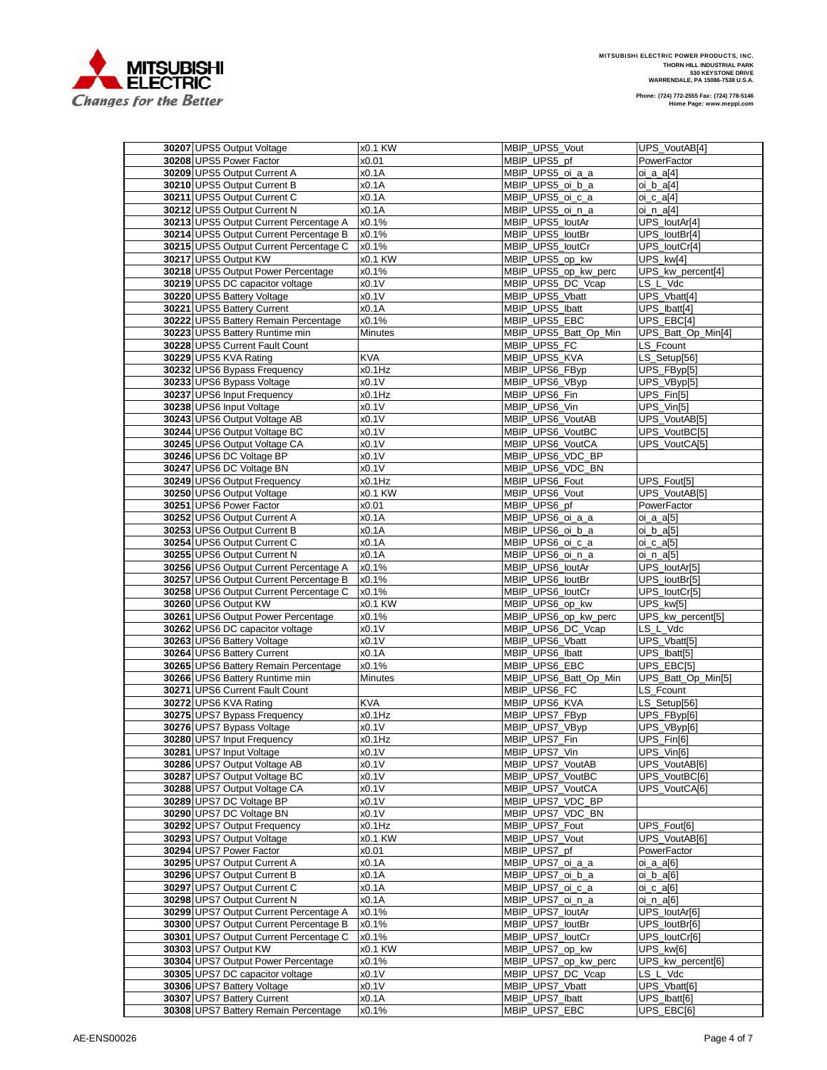| | | | | |
|---|---|---|---|---|
| 30207 | UPS5 Output Voltage | x0.1 KW | MBIP_UPS5_Vout | UPS_VoutAB[4] |
| 30208 | UPS5 Power Factor | x0.01 | MBIP_UPS5_pf | PowerFactor |
| 30209 | UPS5 Output Current A | x0.1A | MBIP_UPS5_oi_a_a | oi_a_a[4] |
| 30210 | UPS5 Output Current B | x0.1A | MBIP_UPS5_oi_b_a | oi_b_a[4] |
| 30211 | UPS5 Output Current C | x0.1A | MBIP_UPS5_oi_c_a | oi_c_a[4] |
| 30212 | UPS5 Output Current N | x0.1A | MBIP_UPS5_oi_n_a | oi_n_a[4] |
| 30213 | UPS5 Output Current Percentage A | x0.1% | MBIP_UPS5_IoutAr | UPS_IoutAr[4] |
| 30214 | UPS5 Output Current Percentage B | x0.1% | MBIP_UPS5_IoutBr | UPS_IoutBr[4] |
| 30215 | UPS5 Output Current Percentage C | x0.1% | MBIP_UPS5_IoutCr | UPS_IoutCr[4] |
| 30217 | UPS5 Output KW | x0.1 KW | MBIP_UPS5_op_kw | UPS_kw[4] |
| 30218 | UPS5 Output Power Percentage | x0.1% | MBIP_UPS5_op_kw_perc | UPS_kw_percent[4] |
| 30219 | UPS5 DC capacitor voltage | x0.1V | MBIP_UPS5_DC_Vcap | LS_L_Vdc |
| 30220 | UPS5 Battery Voltage | x0.1V | MBIP_UPS5_Vbatt | UPS_Vbatt[4] |
| 30221 | UPS5 Battery Current | x0.1A | MBIP_UPS5_Ibatt | UPS_Ibatt[4] |
| 30222 | UPS5 Battery Remain Percentage | x0.1% | MBIP_UPS5_EBC | UPS_EBC[4] |
| 30223 | UPS5 Battery Runtime min | Minutes | MBIP_UPS5_Batt_Op_Min | UPS_Batt_Op_Min[4] |
| 30228 | UPS5 Current Fault Count | | MBIP_UPS5_FC | LS_Fcount |
| 30229 | UPS5 KVA Rating | KVA | MBIP_UPS5_KVA | LS_Setup[56] |
| 30232 | UPS6 Bypass Frequency | x0.1Hz | MBIP_UPS6_FByp | UPS_FByp[5] |
| 30233 | UPS6 Bypass Voltage | x0.1V | MBIP_UPS6_VByp | UPS_VByp[5] |
| 30237 | UPS6 Input Frequency | x0.1Hz | MBIP_UPS6_Fin | UPS_Fin[5] |
| 30238 | UPS6 Input Voltage | x0.1V | MBIP_UPS6_Vin | UPS_Vin[5] |
| 30243 | UPS6 Output Voltage AB | x0.1V | MBIP_UPS6_VoutAB | UPS_VoutAB[5] |
| 30244 | UPS6 Output Voltage BC | x0.1V | MBIP_UPS6_VoutBC | UPS_VoutBC[5] |
| 30245 | UPS6 Output Voltage CA | x0.1V | MBIP_UPS6_VoutCA | UPS_VoutCA[5] |
| 30246 | UPS6 DC Voltage BP | x0.1V | MBIP_UPS6_VDC_BP | |
| 30247 | UPS6 DC Voltage BN | x0.1V | MBIP_UPS6_VDC_BN | |
| 30249 | UPS6 Output Frequency | x0.1Hz | MBIP_UPS6_Fout | UPS_Fout[5] |
| 30250 | UPS6 Output Voltage | x0.1 KW | MBIP_UPS6_Vout | UPS_VoutAB[5] |
| 30251 | UPS6 Power Factor | x0.01 | MBIP_UPS6_pf | PowerFactor |
| 30252 | UPS6 Output Current A | x0.1A | MBIP_UPS6_oi_a_a | oi_a_a[5] |
| 30253 | UPS6 Output Current B | x0.1A | MBIP_UPS6_oi_b_a | oi_b_a[5] |
| 30254 | UPS6 Output Current C | x0.1A | MBIP_UPS6_oi_c_a | oi_c_a[5] |
| 30255 | UPS6 Output Current N | x0.1A | MBIP_UPS6_oi_n_a | oi_n_a[5] |
| 30256 | UPS6 Output Current Percentage A | x0.1% | MBIP_UPS6_IoutAr | UPS_IoutAr[5] |
| 30257 | UPS6 Output Current Percentage B | x0.1% | MBIP_UPS6_IoutBr | UPS_IoutBr[5] |
| 30258 | UPS6 Output Current Percentage C | x0.1% | MBIP_UPS6_IoutCr | UPS_IoutCr[5] |
| 30260 | UPS6 Output KW | x0.1 KW | MBIP_UPS6_op_kw | UPS_kw[5] |
| 30261 | UPS6 Output Power Percentage | x0.1% | MBIP_UPS6_op_kw_perc | UPS_kw_percent[5] |
| 30262 | UPS6 DC capacitor voltage | x0.1V | MBIP_UPS6_DC_Vcap | LS_L_Vdc |
| 30263 | UPS6 Battery Voltage | x0.1V | MBIP_UPS6_Vbatt | UPS_Vbatt[5] |
| 30264 | UPS6 Battery Current | x0.1A | MBIP_UPS6_Ibatt | UPS_Ibatt[5] |
| 30265 | UPS6 Battery Remain Percentage | x0.1% | MBIP_UPS6_EBC | UPS_EBC[5] |
| 30266 | UPS6 Battery Runtime min | Minutes | MBIP_UPS6_Batt_Op_Min | UPS_Batt_Op_Min[5] |
| 30271 | UPS6 Current Fault Count | | MBIP_UPS6_FC | LS_Fcount |
| 30272 | UPS6 KVA Rating | KVA | MBIP_UPS6_KVA | LS_Setup[56] |
| 30275 | UPS7 Bypass Frequency | x0.1Hz | MBIP_UPS7_FByp | UPS_FByp[6] |
| 30276 | UPS7 Bypass Voltage | x0.1V | MBIP_UPS7_VByp | UPS_VByp[6] |
| 30280 | UPS7 Input Frequency | x0.1Hz | MBIP_UPS7_Fin | UPS_Fin[6] |
| 30281 | UPS7 Input Voltage | x0.1V | MBIP_UPS7_Vin | UPS_Vin[6] |
| 30286 | UPS7 Output Voltage AB | x0.1V | MBIP_UPS7_VoutAB | UPS_VoutAB[6] |
| 30287 | UPS7 Output Voltage BC | x0.1V | MBIP_UPS7_VoutBC | UPS_VoutBC[6] |
| 30288 | UPS7 Output Voltage CA | x0.1V | MBIP_UPS7_VoutCA | UPS_VoutCA[6] |
| 30289 | UPS7 DC Voltage BP | x0.1V | MBIP_UPS7_VDC_BP | |
| 30290 | UPS7 DC Voltage BN | x0.1V | MBIP_UPS7_VDC_BN | |
| 30292 | UPS7 Output Frequency | x0.1Hz | MBIP_UPS7_Fout | UPS_Fout[6] |
| 30293 | UPS7 Output Voltage | x0.1 KW | MBIP_UPS7_Vout | UPS_VoutAB[6] |
| 30294 | UPS7 Power Factor | x0.01 | MBIP_UPS7_pf | PowerFactor |
| 30295 | UPS7 Output Current A | x0.1A | MBIP_UPS7_oi_a_a | oi_a_a[6] |
| 30296 | UPS7 Output Current B | x0.1A | MBIP_UPS7_oi_b_a | oi_b_a[6] |
| 30297 | UPS7 Output Current C | x0.1A | MBIP_UPS7_oi_c_a | oi_c_a[6] |
| 30298 | UPS7 Output Current N | x0.1A | MBIP_UPS7_oi_n_a | oi_n_a[6] |
| 30299 | UPS7 Output Current Percentage A | x0.1% | MBIP_UPS7_IoutAr | UPS_IoutAr[6] |
| 30300 | UPS7 Output Current Percentage B | x0.1% | MBIP_UPS7_IoutBr | UPS_IoutBr[6] |
| 30301 | UPS7 Output Current Percentage C | x0.1% | MBIP_UPS7_IoutCr | UPS_IoutCr[6] |
| 30303 | UPS7 Output KW | x0.1 KW | MBIP_UPS7_op_kw | UPS_kw[6] |
| 30304 | UPS7 Output Power Percentage | x0.1% | MBIP_UPS7_op_kw_perc | UPS_kw_percent[6] |
| 30305 | UPS7 DC capacitor voltage | x0.1V | MBIP_UPS7_DC_Vcap | LS_L_Vdc |
| 30306 | UPS7 Battery Voltage | x0.1V | MBIP_UPS7_Vbatt | UPS_Vbatt[6] |
| 30307 | UPS7 Battery Current | x0.1A | MBIP_UPS7_Ibatt | UPS_Ibatt[6] |
| 30308 | UPS7 Battery Remain Percentage | x0.1% | MBIP_UPS7_EBC | UPS_EBC[6] |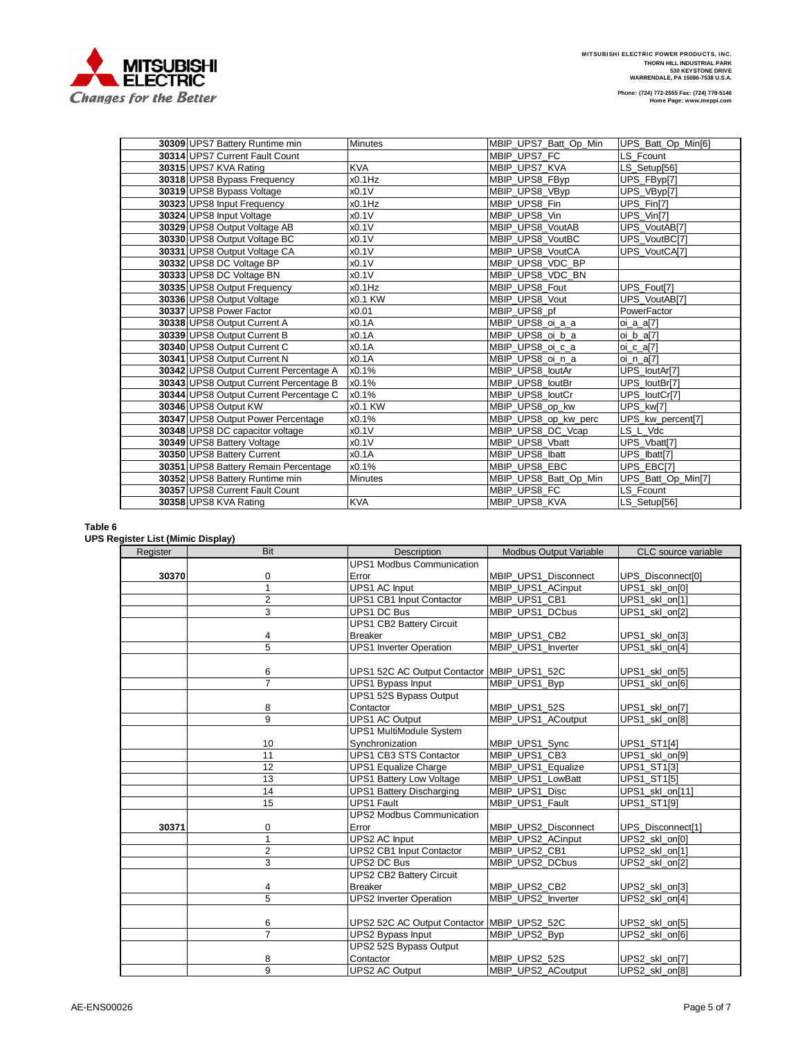| | | | | |
|---|---|---|---|---|
| 30309 | UPS7 Battery Runtime min | Minutes | MBIP_UPS7_Batt_Op_Min | UPS_Batt_Op_Min[6] |
| 30314 | UPS7 Current Fault Count | | MBIP_UPS7_FC | LS_Fcount |
| 30315 | UPS7 KVA Rating | KVA | MBIP_UPS7_KVA | LS_Setup[56] |
| 30318 | UPS8 Bypass Frequency | x0.1Hz | MBIP_UPS8_FByp | UPS_FByp[7] |
| 30319 | UPS8 Bypass Voltage | x0.1V | MBIP_UPS8_VByp | UPS_VByp[7] |
| 30323 | UPS8 Input Frequency | x0.1Hz | MBIP_UPS8_Fin | UPS_Fin[7] |
| 30324 | UPS8 Input Voltage | x0.1V | MBIP_UPS8_Vin | UPS_Vin[7] |
| 30329 | UPS8 Output Voltage AB | x0.1V | MBIP_UPS8_VoutAB | UPS_VoutAB[7] |
| 30330 | UPS8 Output Voltage BC | x0.1V | MBIP_UPS8_VoutBC | UPS_VoutBC[7] |
| 30331 | UPS8 Output Voltage CA | x0.1V | MBIP_UPS8_VoutCA | UPS_VoutCA[7] |
| 30332 | UPS8 DC Voltage BP | x0.1V | MBIP_UPS8_VDC_BP | |
| 30333 | UPS8 DC Voltage BN | x0.1V | MBIP_UPS8_VDC_BN | |
| 30335 | UPS8 Output Frequency | x0.1Hz | MBIP_UPS8_Fout | UPS_Fout[7] |
| 30336 | UPS8 Output Voltage | x0.1 KW | MBIP_UPS8_Vout | UPS_VoutAB[7] |
| 30337 | UPS8 Power Factor | x0.01 | MBIP_UPS8_pf | PowerFactor |
| 30338 | UPS8 Output Current A | x0.1A | MBIP_UPS8_oi_a_a | oi_a_a[7] |
| 30339 | UPS8 Output Current B | x0.1A | MBIP_UPS8_oi_b_a | oi_b_a[7] |
| 30340 | UPS8 Output Current C | x0.1A | MBIP_UPS8_oi_c_a | oi_c_a[7] |
| 30341 | UPS8 Output Current N | x0.1A | MBIP_UPS8_oi_n_a | oi_n_a[7] |
| 30342 | UPS8 Output Current Percentage A | x0.1% | MBIP_UPS8_IoutAr | UPS_IoutAr[7] |
| 30343 | UPS8 Output Current Percentage B | x0.1% | MBIP_UPS8_IoutBr | UPS_IoutBr[7] |
| 30344 | UPS8 Output Current Percentage C | x0.1% | MBIP_UPS8_IoutCr | UPS_IoutCr[7] |
| 30346 | UPS8 Output KW | x0.1 KW | MBIP_UPS8_op_kw | UPS_kw[7] |
| 30347 | UPS8 Output Power Percentage | x0.1% | MBIP_UPS8_op_kw_perc | UPS_kw_percent[7] |
| 30348 | UPS8 DC capacitor voltage | x0.1V | MBIP_UPS8_DC_Vcap | LS_L_Vdc |
| 30349 | UPS8 Battery Voltage | x0.1V | MBIP_UPS8_Vbatt | UPS_Vbatt[7] |
| 30350 | UPS8 Battery Current | x0.1A | MBIP_UPS8_Ibatt | UPS_Ibatt[7] |
| 30351 | UPS8 Battery Remain Percentage | x0.1% | MBIP_UPS8_EBC | UPS_EBC[7] |
| 30352 | UPS8 Battery Runtime min | Minutes | MBIP_UPS8_Batt_Op_Min | UPS_Batt_Op_Min[7] |
| 30357 | UPS8 Current Fault Count | | MBIP_UPS8_FC | LS_Fcount |
| 30358 | UPS8 KVA Rating | KVA | MBIP_UPS8_KVA | LS_Setup[56] |

**Table 6**
**UPS Register List (Mimic Display)**

| Register | Bit | Description | Modbus Output Variable | CLC source variable |
|---|---|---|---|---|
| 30370 | 0 | UPS1 Modbus Communication Error | MBIP_UPS1_Disconnect | UPS_Disconnect[0] |
| | 1 | UPS1 AC Input | MBIP_UPS1_ACinput | UPS1_skl_on[0] |
| | 2 | UPS1 CB1 Input Contactor | MBIP_UPS1_CB1 | UPS1_skl_on[1] |
| | 3 | UPS1 DC Bus | MBIP_UPS1_DCbus | UPS1_skl_on[2] |
| | 4 | UPS1 CB2 Battery Circuit Breaker | MBIP_UPS1_CB2 | UPS1_skl_on[3] |
| | 5 | UPS1 Inverter Operation | MBIP_UPS1_Inverter | UPS1_skl_on[4] |
| | 6 | UPS1 52C AC Output Contactor | MBIP_UPS1_52C | UPS1_skl_on[5] |
| | 7 | UPS1 Bypass Input | MBIP_UPS1_Byp | UPS1_skl_on[6] |
| | 8 | UPS1 52S Bypass Output Contactor | MBIP_UPS1_52S | UPS1_skl_on[7] |
| | 9 | UPS1 AC Output | MBIP_UPS1_ACoutput | UPS1_skl_on[8] |
| | 10 | UPS1 MultiModule System Synchronization | MBIP_UPS1_Sync | UPS1_ST1[4] |
| | 11 | UPS1 CB3 STS Contactor | MBIP_UPS1_CB3 | UPS1_skl_on[9] |
| | 12 | UPS1 Equalize Charge | MBIP_UPS1_Equalize | UPS1_ST1[3] |
| | 13 | UPS1 Battery Low Voltage | MBIP_UPS1_LowBatt | UPS1_ST1[5] |
| | 14 | UPS1 Battery Discharging | MBIP_UPS1_Disc | UPS1_skl_on[11] |
| | 15 | UPS1 Fault | MBIP_UPS1_Fault | UPS1_ST1[9] |
| 30371 | 0 | UPS2 Modbus Communication Error | MBIP_UPS2_Disconnect | UPS_Disconnect[1] |
| | 1 | UPS2 AC Input | MBIP_UPS2_ACinput | UPS2_skl_on[0] |
| | 2 | UPS2 CB1 Input Contactor | MBIP_UPS2_CB1 | UPS2_skl_on[1] |
| | 3 | UPS2 DC Bus | MBIP_UPS2_DCbus | UPS2_skl_on[2] |
| | 4 | UPS2 CB2 Battery Circuit Breaker | MBIP_UPS2_CB2 | UPS2_skl_on[3] |
| | 5 | UPS2 Inverter Operation | MBIP_UPS2_Inverter | UPS2_skl_on[4] |
| | 6 | UPS2 52C AC Output Contactor | MBIP_UPS2_52C | UPS2_skl_on[5] |
| | 7 | UPS2 Bypass Input | MBIP_UPS2_Byp | UPS2_skl_on[6] |
| | 8 | UPS2 52S Bypass Output Contactor | MBIP_UPS2_52S | UPS2_skl_on[7] |
| | 9 | UPS2 AC Output | MBIP_UPS2_ACoutput | UPS2_skl_on[8] |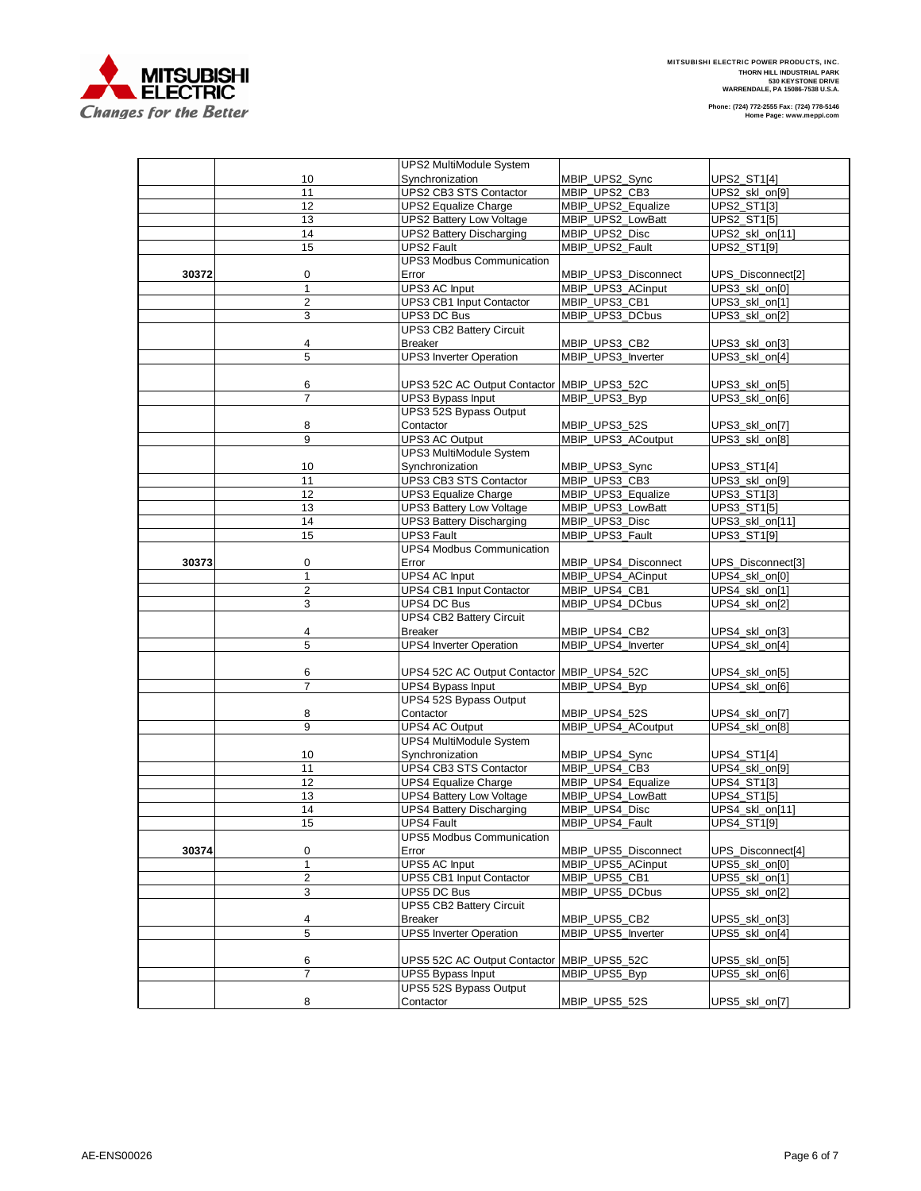| | | | | |
|---|---|---|---|---|
| | 10 | UPS2 MultiModule System Synchronization | MBIP_UPS2_Sync | UPS2_ST1[4] |
| | 11 | UPS2 CB3 STS Contactor | MBIP_UPS2_CB3 | UPS2_skl_on[9] |
| | 12 | UPS2 Equalize Charge | MBIP_UPS2_Equalize | UPS2_ST1[3] |
| | 13 | UPS2 Battery Low Voltage | MBIP_UPS2_LowBatt | UPS2_ST1[5] |
| | 14 | UPS2 Battery Discharging | MBIP_UPS2_Disc | UPS2_skl_on[11] |
| | 15 | UPS2 Fault | MBIP_UPS2_Fault | UPS2_ST1[9] |
| **30372** | 0 | UPS3 Modbus Communication Error | MBIP_UPS3_Disconnect | UPS_Disconnect[2] |
| | 1 | UPS3 AC Input | MBIP_UPS3_ACinput | UPS3_skl_on[0] |
| | 2 | UPS3 CB1 Input Contactor | MBIP_UPS3_CB1 | UPS3_skl_on[1] |
| | 3 | UPS3 DC Bus | MBIP_UPS3_DCbus | UPS3_skl_on[2] |
| | 4 | UPS3 CB2 Battery Circuit Breaker | MBIP_UPS3_CB2 | UPS3_skl_on[3] |
| | 5 | UPS3 Inverter Operation | MBIP_UPS3_Inverter | UPS3_skl_on[4] |
| | 6 | UPS3 52C AC Output Contactor | MBIP_UPS3_52C | UPS3_skl_on[5] |
| | 7 | UPS3 Bypass Input | MBIP_UPS3_Byp | UPS3_skl_on[6] |
| | 8 | UPS3 52S Bypass Output Contactor | MBIP_UPS3_52S | UPS3_skl_on[7] |
| | 9 | UPS3 AC Output | MBIP_UPS3_ACoutput | UPS3_skl_on[8] |
| | 10 | UPS3 MultiModule System Synchronization | MBIP_UPS3_Sync | UPS3_ST1[4] |
| | 11 | UPS3 CB3 STS Contactor | MBIP_UPS3_CB3 | UPS3_skl_on[9] |
| | 12 | UPS3 Equalize Charge | MBIP_UPS3_Equalize | UPS3_ST1[3] |
| | 13 | UPS3 Battery Low Voltage | MBIP_UPS3_LowBatt | UPS3_ST1[5] |
| | 14 | UPS3 Battery Discharging | MBIP_UPS3_Disc | UPS3_skl_on[11] |
| | 15 | UPS3 Fault | MBIP_UPS3_Fault | UPS3_ST1[9] |
| **30373** | 0 | UPS4 Modbus Communication Error | MBIP_UPS4_Disconnect | UPS_Disconnect[3] |
| | 1 | UPS4 AC Input | MBIP_UPS4_ACinput | UPS4_skl_on[0] |
| | 2 | UPS4 CB1 Input Contactor | MBIP_UPS4_CB1 | UPS4_skl_on[1] |
| | 3 | UPS4 DC Bus | MBIP_UPS4_DCbus | UPS4_skl_on[2] |
| | 4 | UPS4 CB2 Battery Circuit Breaker | MBIP_UPS4_CB2 | UPS4_skl_on[3] |
| | 5 | UPS4 Inverter Operation | MBIP_UPS4_Inverter | UPS4_skl_on[4] |
| | 6 | UPS4 52C AC Output Contactor | MBIP_UPS4_52C | UPS4_skl_on[5] |
| | 7 | UPS4 Bypass Input | MBIP_UPS4_Byp | UPS4_skl_on[6] |
| | 8 | UPS4 52S Bypass Output Contactor | MBIP_UPS4_52S | UPS4_skl_on[7] |
| | 9 | UPS4 AC Output | MBIP_UPS4_ACoutput | UPS4_skl_on[8] |
| | 10 | UPS4 MultiModule System Synchronization | MBIP_UPS4_Sync | UPS4_ST1[4] |
| | 11 | UPS4 CB3 STS Contactor | MBIP_UPS4_CB3 | UPS4_skl_on[9] |
| | 12 | UPS4 Equalize Charge | MBIP_UPS4_Equalize | UPS4_ST1[3] |
| | 13 | UPS4 Battery Low Voltage | MBIP_UPS4_LowBatt | UPS4_ST1[5] |
| | 14 | UPS4 Battery Discharging | MBIP_UPS4_Disc | UPS4_skl_on[11] |
| | 15 | UPS4 Fault | MBIP_UPS4_Fault | UPS4_ST1[9] |
| **30374** | 0 | UPS5 Modbus Communication Error | MBIP_UPS5_Disconnect | UPS_Disconnect[4] |
| | 1 | UPS5 AC Input | MBIP_UPS5_ACinput | UPS5_skl_on[0] |
| | 2 | UPS5 CB1 Input Contactor | MBIP_UPS5_CB1 | UPS5_skl_on[1] |
| | 3 | UPS5 DC Bus | MBIP_UPS5_DCbus | UPS5_skl_on[2] |
| | 4 | UPS5 CB2 Battery Circuit Breaker | MBIP_UPS5_CB2 | UPS5_skl_on[3] |
| | 5 | UPS5 Inverter Operation | MBIP_UPS5_Inverter | UPS5_skl_on[4] |
| | 6 | UPS5 52C AC Output Contactor | MBIP_UPS5_52C | UPS5_skl_on[5] |
| | 7 | UPS5 Bypass Input | MBIP_UPS5_Byp | UPS5_skl_on[6] |
| | 8 | UPS5 52S Bypass Output Contactor | MBIP_UPS5_52S | UPS5_skl_on[7] |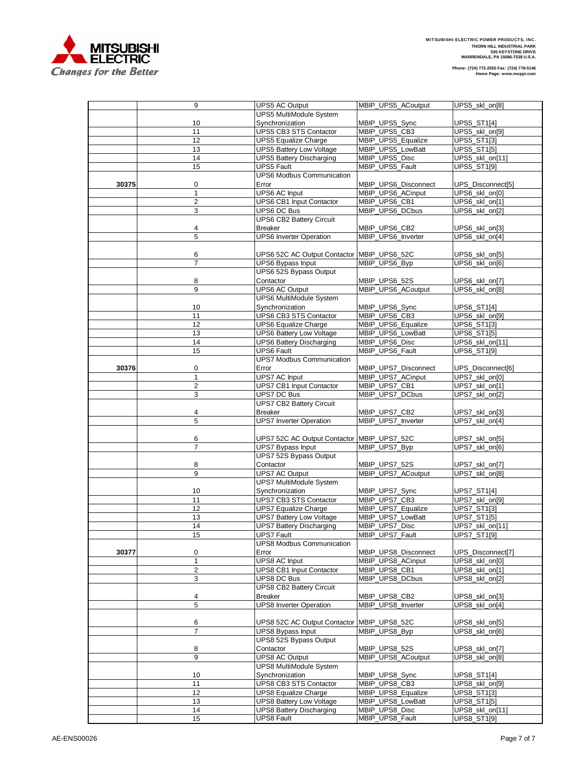| | | | | |
|---|---|---|---|---|
| | 9 | UPS5 AC Output | MBIP_UPS5_ACoutput | UPS5_skl_on[8] |
| | 10 | UPS5 MultiModule System Synchronization | MBIP_UPS5_Sync | UPS5_ST1[4] |
| | 11 | UPS5 CB3 STS Contactor | MBIP_UPS5_CB3 | UPS5_skl_on[9] |
| | 12 | UPS5 Equalize Charge | MBIP_UPS5_Equalize | UPS5_ST1[3] |
| | 13 | UPS5 Battery Low Voltage | MBIP_UPS5_LowBatt | UPS5_ST1[5] |
| | 14 | UPS5 Battery Discharging | MBIP_UPS5_Disc | UPS5_skl_on[11] |
| | 15 | UPS5 Fault | MBIP_UPS5_Fault | UPS5_ST1[9] |
| **30375** | 0 | UPS6 Modbus Communication Error | MBIP_UPS6_Disconnect | UPS_Disconnect[5] |
| | 1 | UPS6 AC Input | MBIP_UPS6_ACinput | UPS6_skl_on[0] |
| | 2 | UPS6 CB1 Input Contactor | MBIP_UPS6_CB1 | UPS6_skl_on[1] |
| | 3 | UPS6 DC Bus | MBIP_UPS6_DCbus | UPS6_skl_on[2] |
| | 4 | UPS6 CB2 Battery Circuit Breaker | MBIP_UPS6_CB2 | UPS6_skl_on[3] |
| | 5 | UPS6 Inverter Operation | MBIP_UPS6_Inverter | UPS6_skl_on[4] |
| | 6 | UPS6 52C AC Output Contactor | MBIP_UPS6_52C | UPS6_skl_on[5] |
| | 7 | UPS6 Bypass Input | MBIP_UPS6_Byp | UPS6_skl_on[6] |
| | 8 | UPS6 52S Bypass Output Contactor | MBIP_UPS6_52S | UPS6_skl_on[7] |
| | 9 | UPS6 AC Output | MBIP_UPS6_ACoutput | UPS6_skl_on[8] |
| | 10 | UPS6 MultiModule System Synchronization | MBIP_UPS6_Sync | UPS6_ST1[4] |
| | 11 | UPS6 CB3 STS Contactor | MBIP_UPS6_CB3 | UPS6_skl_on[9] |
| | 12 | UPS6 Equalize Charge | MBIP_UPS6_Equalize | UPS6_ST1[3] |
| | 13 | UPS6 Battery Low Voltage | MBIP_UPS6_LowBatt | UPS6_ST1[5] |
| | 14 | UPS6 Battery Discharging | MBIP_UPS6_Disc | UPS6_skl_on[11] |
| | 15 | UPS6 Fault | MBIP_UPS6_Fault | UPS6_ST1[9] |
| **30376** | 0 | UPS7 Modbus Communication Error | MBIP_UPS7_Disconnect | UPS_Disconnect[6] |
| | 1 | UPS7 AC Input | MBIP_UPS7_ACinput | UPS7_skl_on[0] |
| | 2 | UPS7 CB1 Input Contactor | MBIP_UPS7_CB1 | UPS7_skl_on[1] |
| | 3 | UPS7 DC Bus | MBIP_UPS7_DCbus | UPS7_skl_on[2] |
| | 4 | UPS7 CB2 Battery Circuit Breaker | MBIP_UPS7_CB2 | UPS7_skl_on[3] |
| | 5 | UPS7 Inverter Operation | MBIP_UPS7_Inverter | UPS7_skl_on[4] |
| | 6 | UPS7 52C AC Output Contactor | MBIP_UPS7_52C | UPS7_skl_on[5] |
| | 7 | UPS7 Bypass Input | MBIP_UPS7_Byp | UPS7_skl_on[6] |
| | 8 | UPS7 52S Bypass Output Contactor | MBIP_UPS7_52S | UPS7_skl_on[7] |
| | 9 | UPS7 AC Output | MBIP_UPS7_ACoutput | UPS7_skl_on[8] |
| | 10 | UPS7 MultiModule System Synchronization | MBIP_UPS7_Sync | UPS7_ST1[4] |
| | 11 | UPS7 CB3 STS Contactor | MBIP_UPS7_CB3 | UPS7_skl_on[9] |
| | 12 | UPS7 Equalize Charge | MBIP_UPS7_Equalize | UPS7_ST1[3] |
| | 13 | UPS7 Battery Low Voltage | MBIP_UPS7_LowBatt | UPS7_ST1[5] |
| | 14 | UPS7 Battery Discharging | MBIP_UPS7_Disc | UPS7_skl_on[11] |
| | 15 | UPS7 Fault | MBIP_UPS7_Fault | UPS7_ST1[9] |
| **30377** | 0 | UPS8 Modbus Communication Error | MBIP_UPS8_Disconnect | UPS_Disconnect[7] |
| | 1 | UPS8 AC Input | MBIP_UPS8_ACinput | UPS8_skl_on[0] |
| | 2 | UPS8 CB1 Input Contactor | MBIP_UPS8_CB1 | UPS8_skl_on[1] |
| | 3 | UPS8 DC Bus | MBIP_UPS8_DCbus | UPS8_skl_on[2] |
| | 4 | UPS8 CB2 Battery Circuit Breaker | MBIP_UPS8_CB2 | UPS8_skl_on[3] |
| | 5 | UPS8 Inverter Operation | MBIP_UPS8_Inverter | UPS8_skl_on[4] |
| | 6 | UPS8 52C AC Output Contactor | MBIP_UPS8_52C | UPS8_skl_on[5] |
| | 7 | UPS8 Bypass Input | MBIP_UPS8_Byp | UPS8_skl_on[6] |
| | 8 | UPS8 52S Bypass Output Contactor | MBIP_UPS8_52S | UPS8_skl_on[7] |
| | 9 | UPS8 AC Output | MBIP_UPS8_ACoutput | UPS8_skl_on[8] |
| | 10 | UPS8 MultiModule System Synchronization | MBIP_UPS8_Sync | UPS8_ST1[4] |
| | 11 | UPS8 CB3 STS Contactor | MBIP_UPS8_CB3 | UPS8_skl_on[9] |
| | 12 | UPS8 Equalize Charge | MBIP_UPS8_Equalize | UPS8_ST1[3] |
| | 13 | UPS8 Battery Low Voltage | MBIP_UPS8_LowBatt | UPS8_ST1[5] |
| | 14 | UPS8 Battery Discharging | MBIP_UPS8_Disc | UPS8_skl_on[11] |
| | 15 | UPS8 Fault | MBIP_UPS8_Fault | UPS8_ST1[9] |